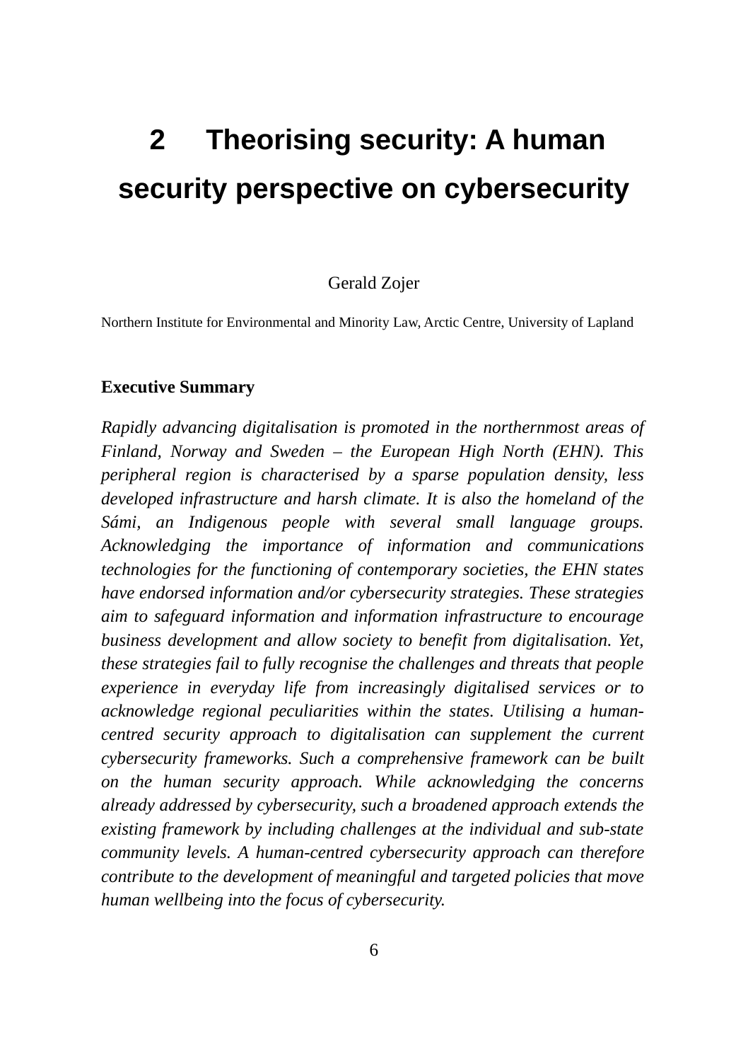# 2 Theorising security: A human security perspective on cybersecurity

Gerald Zojer

Northern Institute for Environmental and Minority Law, Arctic Centre, University of Lapland

**Executive Summary**

*Rapidly advancing digitalisation is promoted in the northernmost areas of Finland, Norway and Sweden – the European High North (EHN). This peripheral region is characterised by a sparse population density, less developed infrastructure and harsh climate. It is also the homeland of the Sámi, an Indigenous people with several small language groups. Acknowledging the importance of information and communications technologies for the functioning of contemporary societies, the EHN states have endorsed information and/or cybersecurity strategies. These strategies aim to safeguard information and information infrastructure to encourage business development and allow society to benefit from digitalisation. Yet, these strategies fail to fully recognise the challenges and threats that people experience in everyday life from increasingly digitalised services or to acknowledge regional peculiarities within the states. Utilising a human-centred security approach to digitalisation can supplement the current cybersecurity frameworks. Such a comprehensive framework can be built on the human security approach. While acknowledging the concerns already addressed by cybersecurity, such a broadened approach extends the existing framework by including challenges at the individual and sub-state community levels. A human-centred cybersecurity approach can therefore contribute to the development of meaningful and targeted policies that move human wellbeing into the focus of cybersecurity.*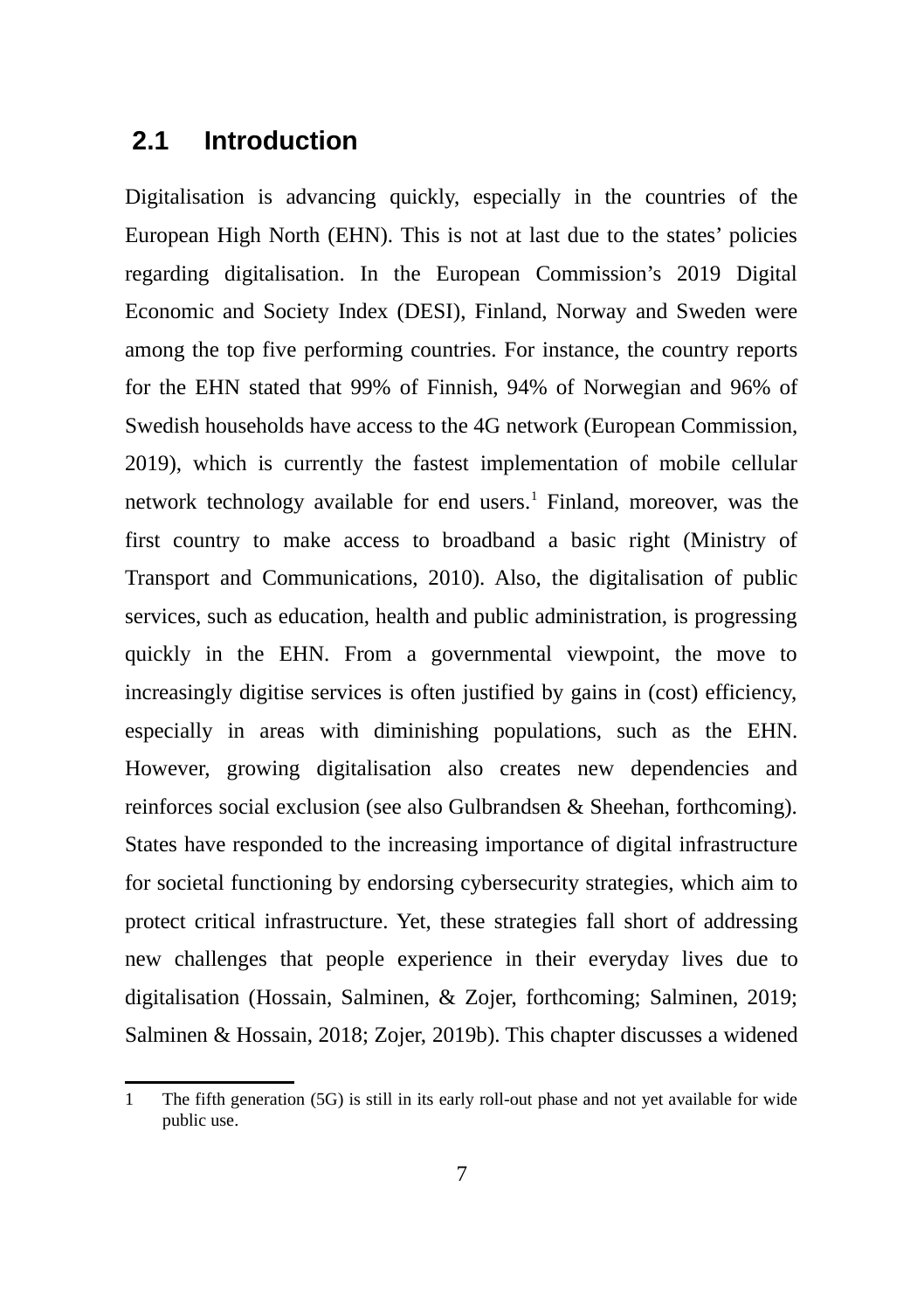## 2.1 Introduction

Digitalisation is advancing quickly, especially in the countries of the European High North (EHN). This is not at last due to the states' policies regarding digitalisation. In the European Commission's 2019 Digital Economic and Society Index (DESI), Finland, Norway and Sweden were among the top five performing countries. For instance, the country reports for the EHN stated that 99% of Finnish, 94% of Norwegian and 96% of Swedish households have access to the 4G network (European Commission, 2019), which is currently the fastest implementation of mobile cellular network technology available for end users.[1] Finland, moreover, was the first country to make access to broadband a basic right (Ministry of Transport and Communications, 2010). Also, the digitalisation of public services, such as education, health and public administration, is progressing quickly in the EHN. From a governmental viewpoint, the move to increasingly digitise services is often justified by gains in (cost) efficiency, especially in areas with diminishing populations, such as the EHN. However, growing digitalisation also creates new dependencies and reinforces social exclusion (see also Gulbrandsen & Sheehan, forthcoming). States have responded to the increasing importance of digital infrastructure for societal functioning by endorsing cybersecurity strategies, which aim to protect critical infrastructure. Yet, these strategies fall short of addressing new challenges that people experience in their everyday lives due to digitalisation (Hossain, Salminen, & Zojer, forthcoming; Salminen, 2019; Salminen & Hossain, 2018; Zojer, 2019b). This chapter discusses a widened

1 The fifth generation (5G) is still in its early roll-out phase and not yet available for wide public use.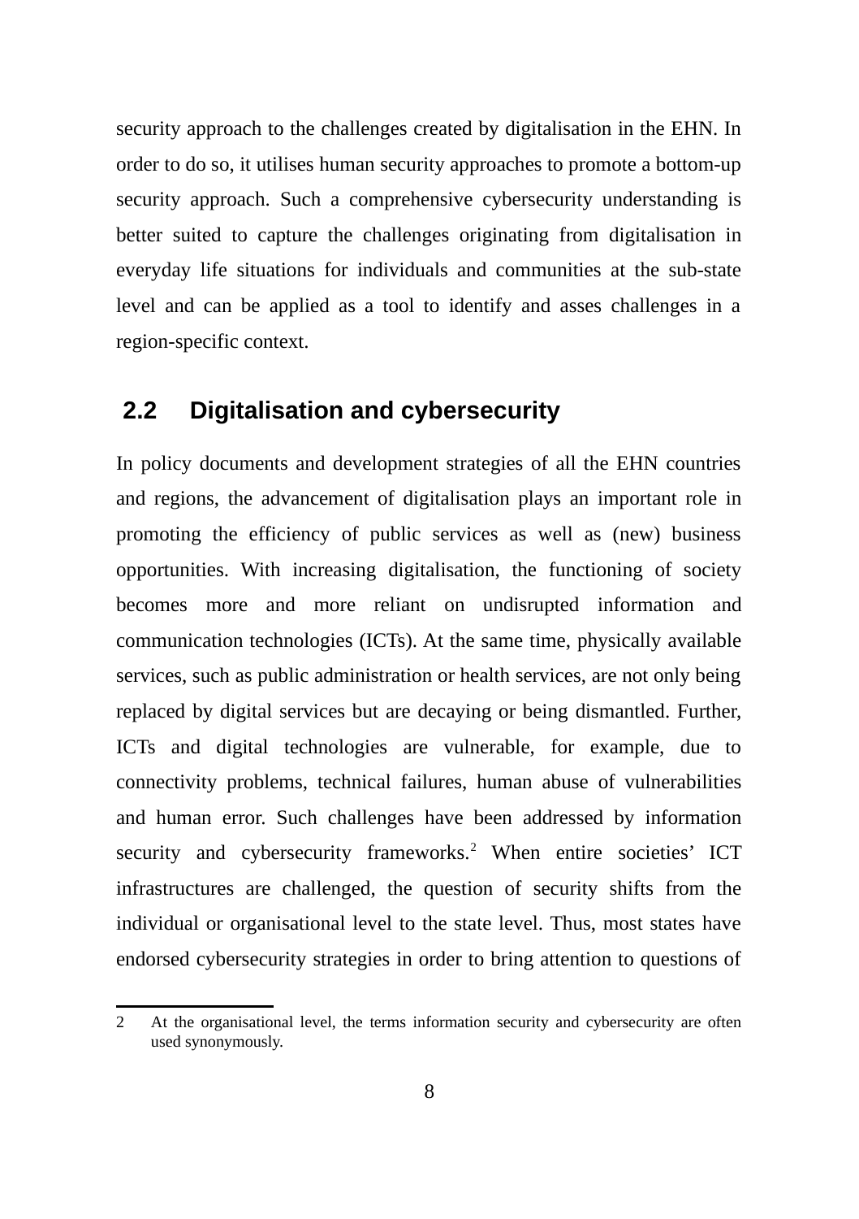security approach to the challenges created by digitalisation in the EHN. In order to do so, it utilises human security approaches to promote a bottom-up security approach. Such a comprehensive cybersecurity understanding is better suited to capture the challenges originating from digitalisation in everyday life situations for individuals and communities at the sub-state level and can be applied as a tool to identify and asses challenges in a region-specific context.

## 2.2 Digitalisation and cybersecurity

In policy documents and development strategies of all the EHN countries and regions, the advancement of digitalisation plays an important role in promoting the efficiency of public services as well as (new) business opportunities. With increasing digitalisation, the functioning of society becomes more and more reliant on undisrupted information and communication technologies (ICTs). At the same time, physically available services, such as public administration or health services, are not only being replaced by digital services but are decaying or being dismantled. Further, ICTs and digital technologies are vulnerable, for example, due to connectivity problems, technical failures, human abuse of vulnerabilities and human error. Such challenges have been addressed by information security and cybersecurity frameworks.[2] When entire societies' ICT infrastructures are challenged, the question of security shifts from the individual or organisational level to the state level. Thus, most states have endorsed cybersecurity strategies in order to bring attention to questions of

2 At the organisational level, the terms information security and cybersecurity are often used synonymously.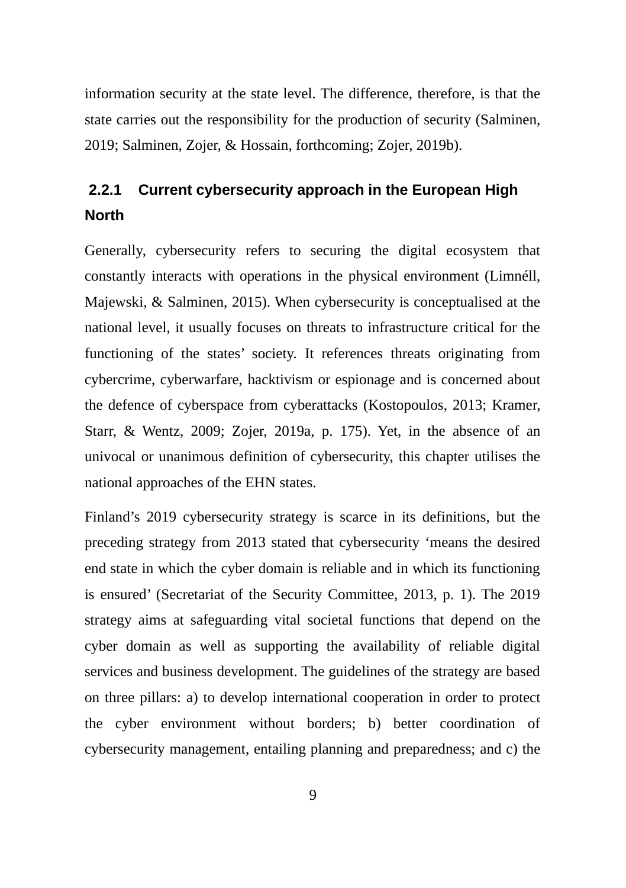information security at the state level. The difference, therefore, is that the state carries out the responsibility for the production of security (Salminen, 2019; Salminen, Zojer, & Hossain, forthcoming; Zojer, 2019b).

### 2.2.1 Current cybersecurity approach in the European High North

Generally, cybersecurity refers to securing the digital ecosystem that constantly interacts with operations in the physical environment (Limnéll, Majewski, & Salminen, 2015). When cybersecurity is conceptualised at the national level, it usually focuses on threats to infrastructure critical for the functioning of the states' society. It references threats originating from cybercrime, cyberwarfare, hacktivism or espionage and is concerned about the defence of cyberspace from cyberattacks (Kostopoulos, 2013; Kramer, Starr, & Wentz, 2009; Zojer, 2019a, p. 175). Yet, in the absence of an univocal or unanimous definition of cybersecurity, this chapter utilises the national approaches of the EHN states.

Finland's 2019 cybersecurity strategy is scarce in its definitions, but the preceding strategy from 2013 stated that cybersecurity 'means the desired end state in which the cyber domain is reliable and in which its functioning is ensured' (Secretariat of the Security Committee, 2013, p. 1). The 2019 strategy aims at safeguarding vital societal functions that depend on the cyber domain as well as supporting the availability of reliable digital services and business development. The guidelines of the strategy are based on three pillars: a) to develop international cooperation in order to protect the cyber environment without borders; b) better coordination of cybersecurity management, entailing planning and preparedness; and c) the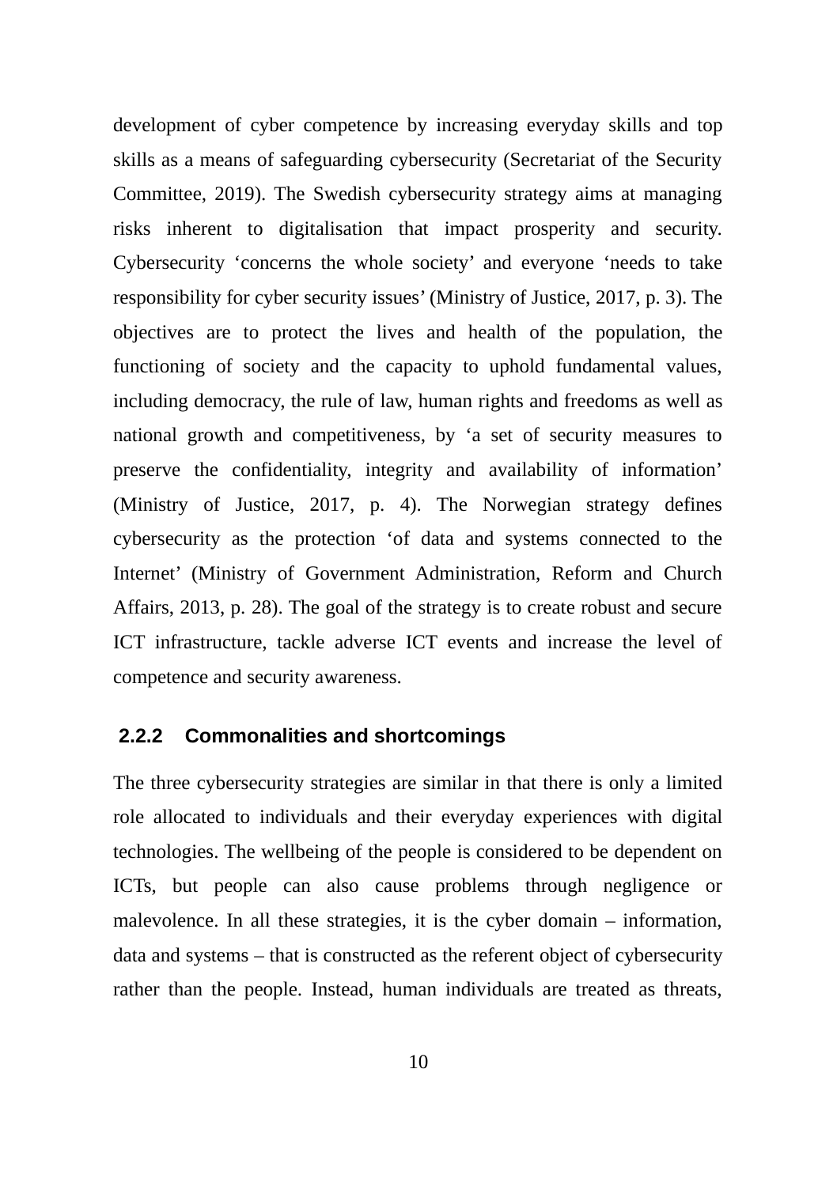development of cyber competence by increasing everyday skills and top skills as a means of safeguarding cybersecurity (Secretariat of the Security Committee, 2019). The Swedish cybersecurity strategy aims at managing risks inherent to digitalisation that impact prosperity and security. Cybersecurity 'concerns the whole society' and everyone 'needs to take responsibility for cyber security issues' (Ministry of Justice, 2017, p. 3). The objectives are to protect the lives and health of the population, the functioning of society and the capacity to uphold fundamental values, including democracy, the rule of law, human rights and freedoms as well as national growth and competitiveness, by 'a set of security measures to preserve the confidentiality, integrity and availability of information' (Ministry of Justice, 2017, p. 4). The Norwegian strategy defines cybersecurity as the protection 'of data and systems connected to the Internet' (Ministry of Government Administration, Reform and Church Affairs, 2013, p. 28). The goal of the strategy is to create robust and secure ICT infrastructure, tackle adverse ICT events and increase the level of competence and security awareness.

### 2.2.2 Commonalities and shortcomings

The three cybersecurity strategies are similar in that there is only a limited role allocated to individuals and their everyday experiences with digital technologies. The wellbeing of the people is considered to be dependent on ICTs, but people can also cause problems through negligence or malevolence. In all these strategies, it is the cyber domain – information, data and systems – that is constructed as the referent object of cybersecurity rather than the people. Instead, human individuals are treated as threats,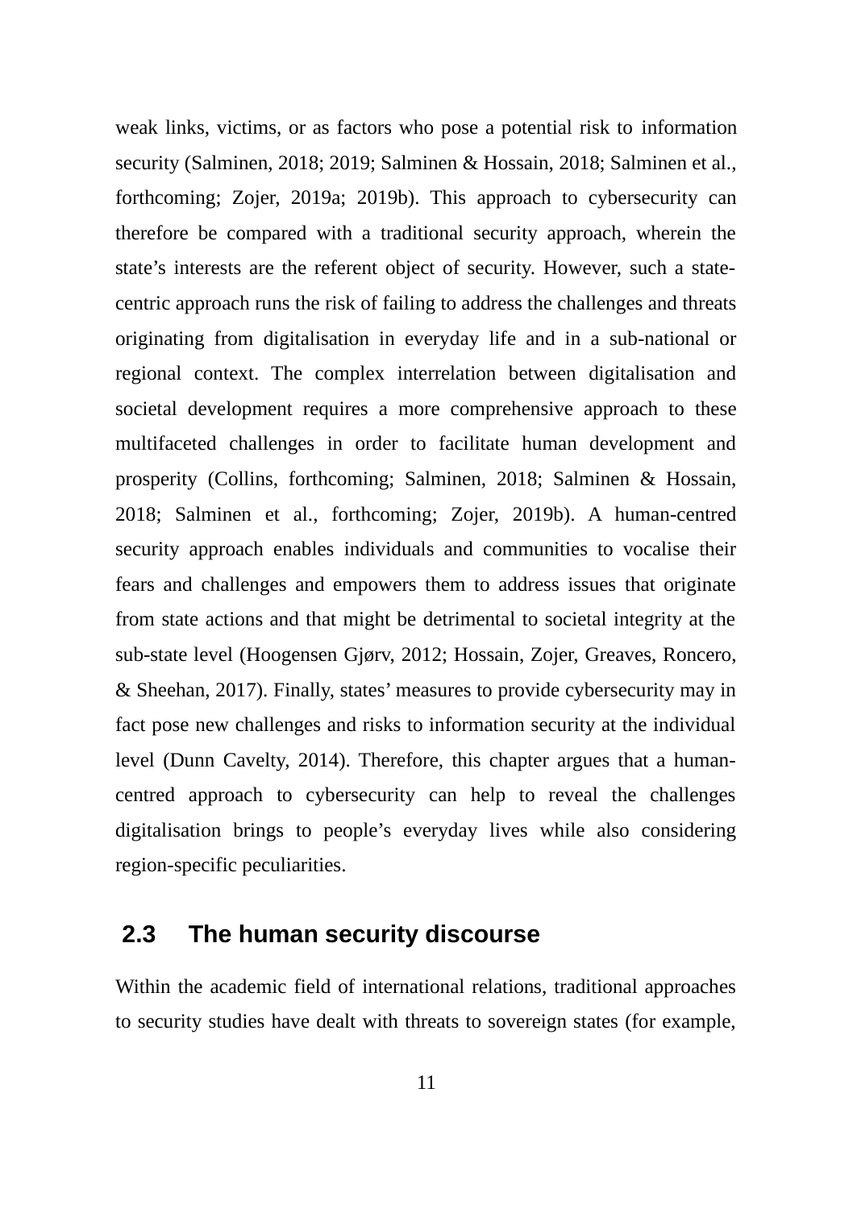weak links, victims, or as factors who pose a potential risk to information security (Salminen, 2018; 2019; Salminen & Hossain, 2018; Salminen et al., forthcoming; Zojer, 2019a; 2019b). This approach to cybersecurity can therefore be compared with a traditional security approach, wherein the state's interests are the referent object of security. However, such a state-centric approach runs the risk of failing to address the challenges and threats originating from digitalisation in everyday life and in a sub-national or regional context. The complex interrelation between digitalisation and societal development requires a more comprehensive approach to these multifaceted challenges in order to facilitate human development and prosperity (Collins, forthcoming; Salminen, 2018; Salminen & Hossain, 2018; Salminen et al., forthcoming; Zojer, 2019b). A human-centred security approach enables individuals and communities to vocalise their fears and challenges and empowers them to address issues that originate from state actions and that might be detrimental to societal integrity at the sub-state level (Hoogensen Gjørv, 2012; Hossain, Zojer, Greaves, Roncero, & Sheehan, 2017). Finally, states' measures to provide cybersecurity may in fact pose new challenges and risks to information security at the individual level (Dunn Cavelty, 2014). Therefore, this chapter argues that a human-centred approach to cybersecurity can help to reveal the challenges digitalisation brings to people's everyday lives while also considering region-specific peculiarities.

## 2.3 The human security discourse

Within the academic field of international relations, traditional approaches to security studies have dealt with threats to sovereign states (for example,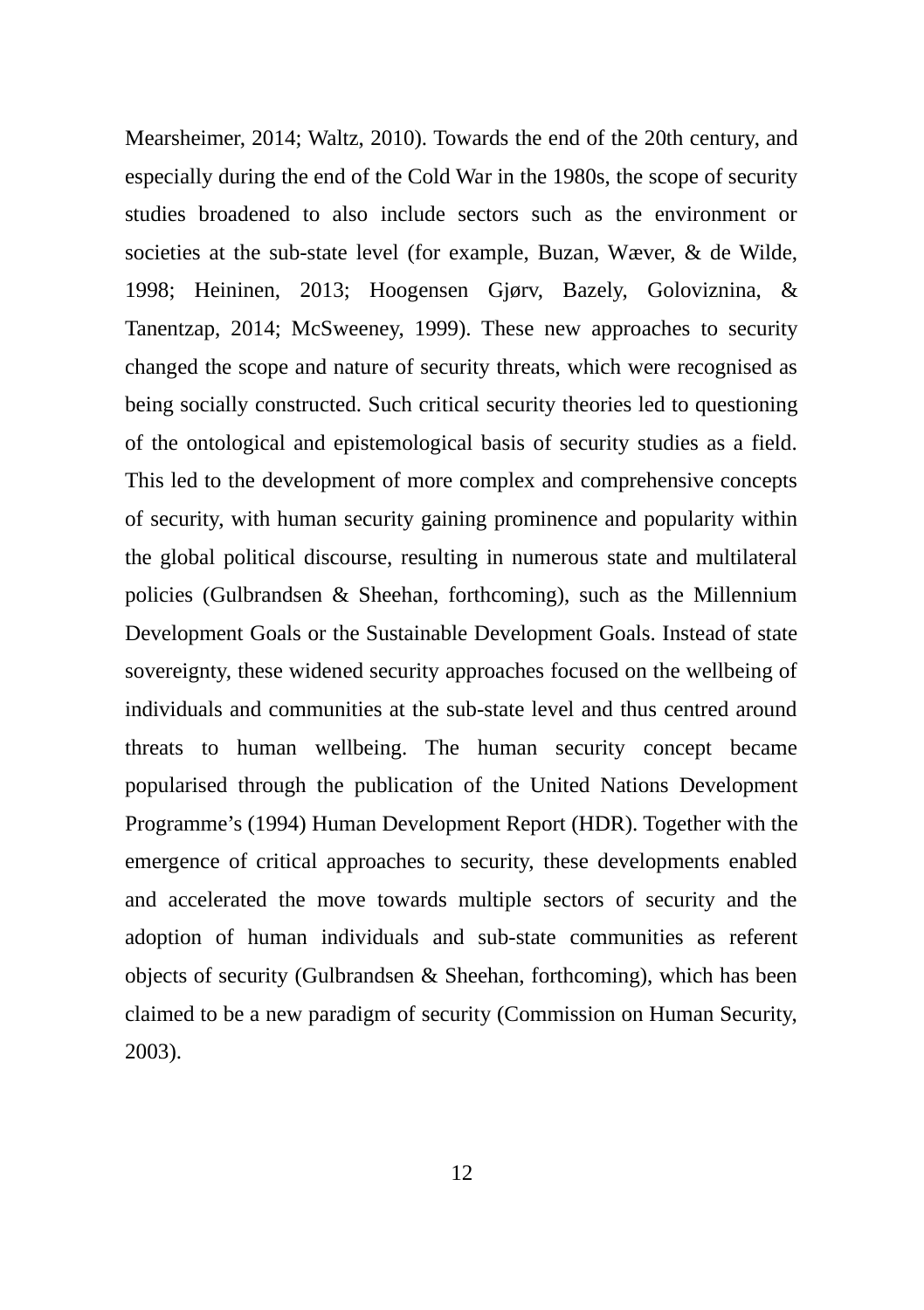Mearsheimer, 2014; Waltz, 2010). Towards the end of the 20th century, and especially during the end of the Cold War in the 1980s, the scope of security studies broadened to also include sectors such as the environment or societies at the sub-state level (for example, Buzan, Wæver, & de Wilde, 1998; Heininen, 2013; Hoogensen Gjørv, Bazely, Goloviznina, & Tanentzap, 2014; McSweeney, 1999). These new approaches to security changed the scope and nature of security threats, which were recognised as being socially constructed. Such critical security theories led to questioning of the ontological and epistemological basis of security studies as a field. This led to the development of more complex and comprehensive concepts of security, with human security gaining prominence and popularity within the global political discourse, resulting in numerous state and multilateral policies (Gulbrandsen & Sheehan, forthcoming), such as the Millennium Development Goals or the Sustainable Development Goals. Instead of state sovereignty, these widened security approaches focused on the wellbeing of individuals and communities at the sub-state level and thus centred around threats to human wellbeing. The human security concept became popularised through the publication of the United Nations Development Programme's (1994) Human Development Report (HDR). Together with the emergence of critical approaches to security, these developments enabled and accelerated the move towards multiple sectors of security and the adoption of human individuals and sub-state communities as referent objects of security (Gulbrandsen & Sheehan, forthcoming), which has been claimed to be a new paradigm of security (Commission on Human Security, 2003).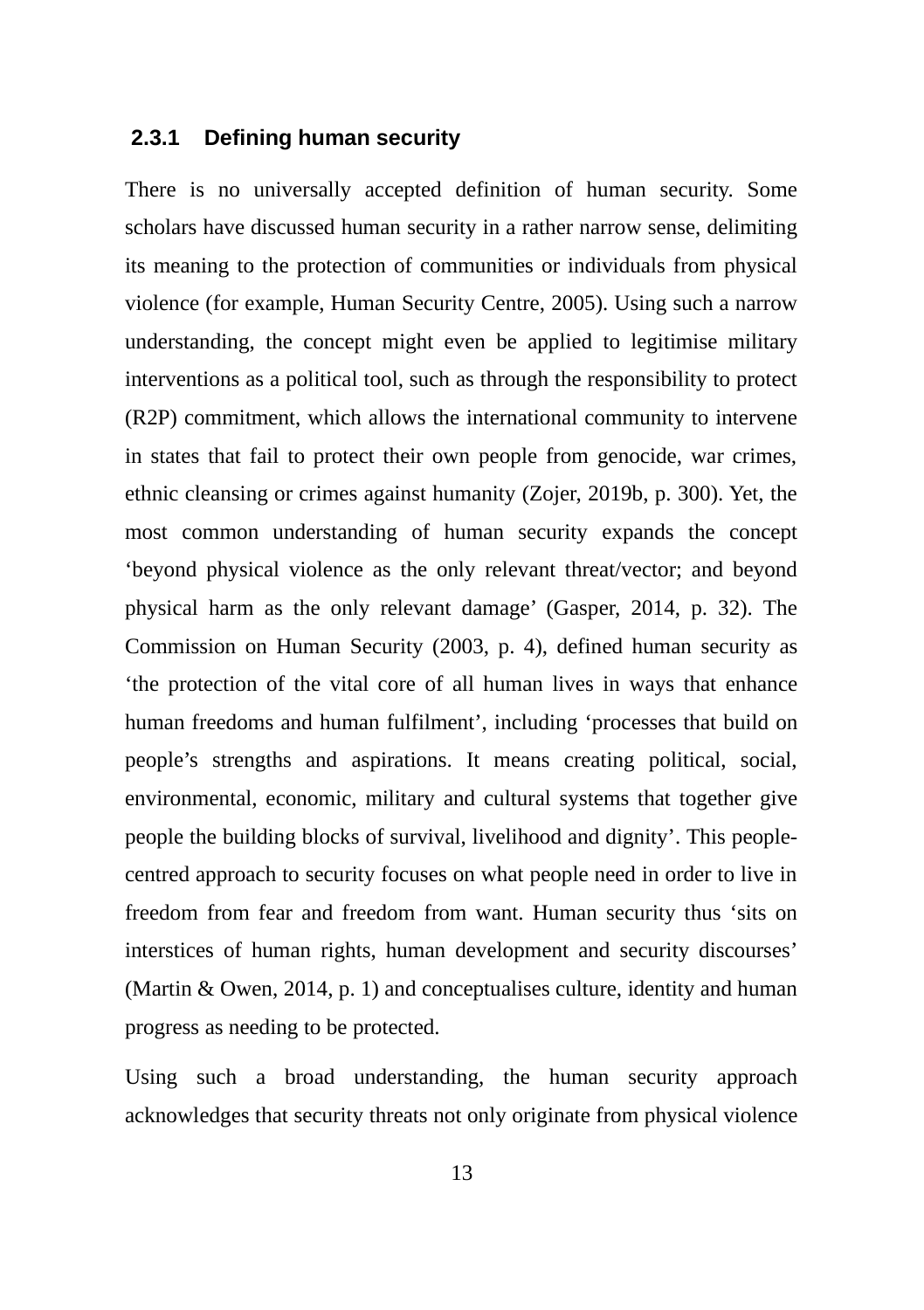### 2.3.1 Defining human security

There is no universally accepted definition of human security. Some scholars have discussed human security in a rather narrow sense, delimiting its meaning to the protection of communities or individuals from physical violence (for example, Human Security Centre, 2005). Using such a narrow understanding, the concept might even be applied to legitimise military interventions as a political tool, such as through the responsibility to protect (R2P) commitment, which allows the international community to intervene in states that fail to protect their own people from genocide, war crimes, ethnic cleansing or crimes against humanity (Zojer, 2019b, p. 300). Yet, the most common understanding of human security expands the concept 'beyond physical violence as the only relevant threat/vector; and beyond physical harm as the only relevant damage' (Gasper, 2014, p. 32). The Commission on Human Security (2003, p. 4), defined human security as 'the protection of the vital core of all human lives in ways that enhance human freedoms and human fulfilment', including 'processes that build on people's strengths and aspirations. It means creating political, social, environmental, economic, military and cultural systems that together give people the building blocks of survival, livelihood and dignity'. This people-centred approach to security focuses on what people need in order to live in freedom from fear and freedom from want. Human security thus 'sits on interstices of human rights, human development and security discourses' (Martin & Owen, 2014, p. 1) and conceptualises culture, identity and human progress as needing to be protected.

Using such a broad understanding, the human security approach acknowledges that security threats not only originate from physical violence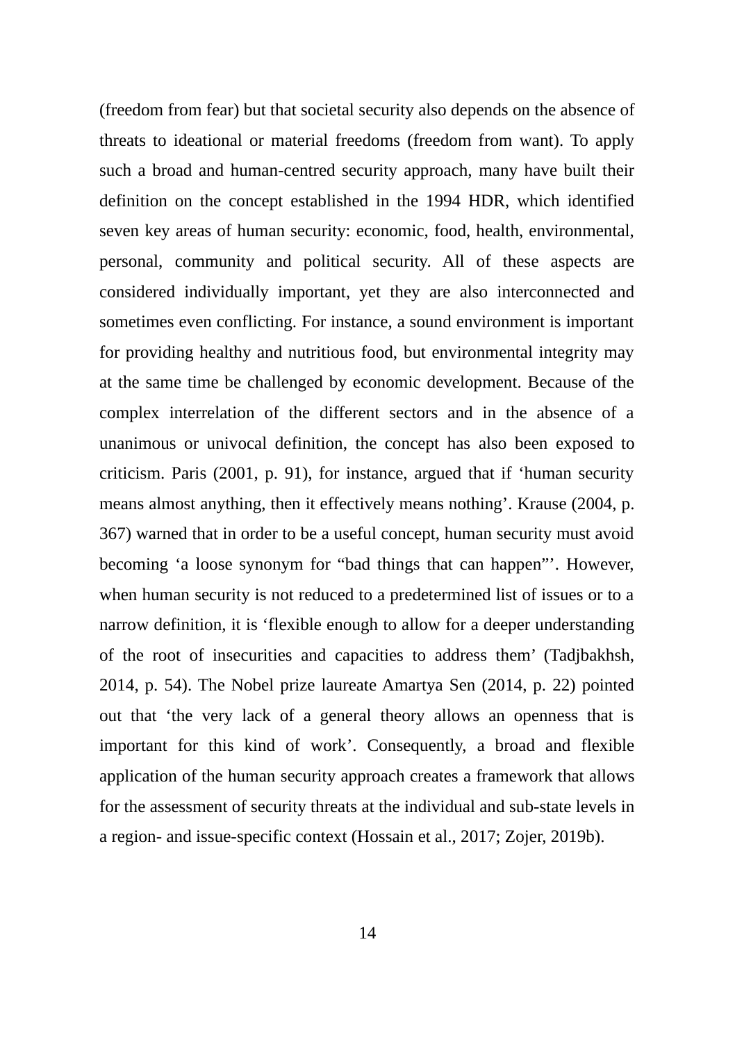(freedom from fear) but that societal security also depends on the absence of threats to ideational or material freedoms (freedom from want). To apply such a broad and human-centred security approach, many have built their definition on the concept established in the 1994 HDR, which identified seven key areas of human security: economic, food, health, environmental, personal, community and political security. All of these aspects are considered individually important, yet they are also interconnected and sometimes even conflicting. For instance, a sound environment is important for providing healthy and nutritious food, but environmental integrity may at the same time be challenged by economic development. Because of the complex interrelation of the different sectors and in the absence of a unanimous or univocal definition, the concept has also been exposed to criticism. Paris (2001, p. 91), for instance, argued that if 'human security means almost anything, then it effectively means nothing'. Krause (2004, p. 367) warned that in order to be a useful concept, human security must avoid becoming 'a loose synonym for "bad things that can happen"'. However, when human security is not reduced to a predetermined list of issues or to a narrow definition, it is 'flexible enough to allow for a deeper understanding of the root of insecurities and capacities to address them' (Tadjbakhsh, 2014, p. 54). The Nobel prize laureate Amartya Sen (2014, p. 22) pointed out that 'the very lack of a general theory allows an openness that is important for this kind of work'. Consequently, a broad and flexible application of the human security approach creates a framework that allows for the assessment of security threats at the individual and sub-state levels in a region- and issue-specific context (Hossain et al., 2017; Zojer, 2019b).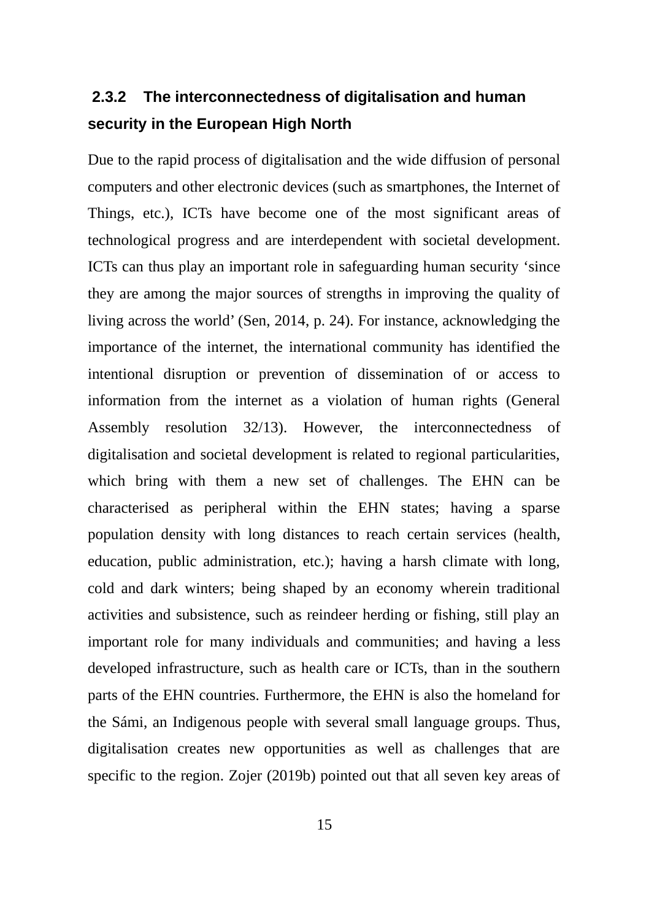### 2.3.2 The interconnectedness of digitalisation and human security in the European High North

Due to the rapid process of digitalisation and the wide diffusion of personal computers and other electronic devices (such as smartphones, the Internet of Things, etc.), ICTs have become one of the most significant areas of technological progress and are interdependent with societal development. ICTs can thus play an important role in safeguarding human security 'since they are among the major sources of strengths in improving the quality of living across the world' (Sen, 2014, p. 24). For instance, acknowledging the importance of the internet, the international community has identified the intentional disruption or prevention of dissemination of or access to information from the internet as a violation of human rights (General Assembly resolution 32/13). However, the interconnectedness of digitalisation and societal development is related to regional particularities, which bring with them a new set of challenges. The EHN can be characterised as peripheral within the EHN states; having a sparse population density with long distances to reach certain services (health, education, public administration, etc.); having a harsh climate with long, cold and dark winters; being shaped by an economy wherein traditional activities and subsistence, such as reindeer herding or fishing, still play an important role for many individuals and communities; and having a less developed infrastructure, such as health care or ICTs, than in the southern parts of the EHN countries. Furthermore, the EHN is also the homeland for the Sámi, an Indigenous people with several small language groups. Thus, digitalisation creates new opportunities as well as challenges that are specific to the region. Zojer (2019b) pointed out that all seven key areas of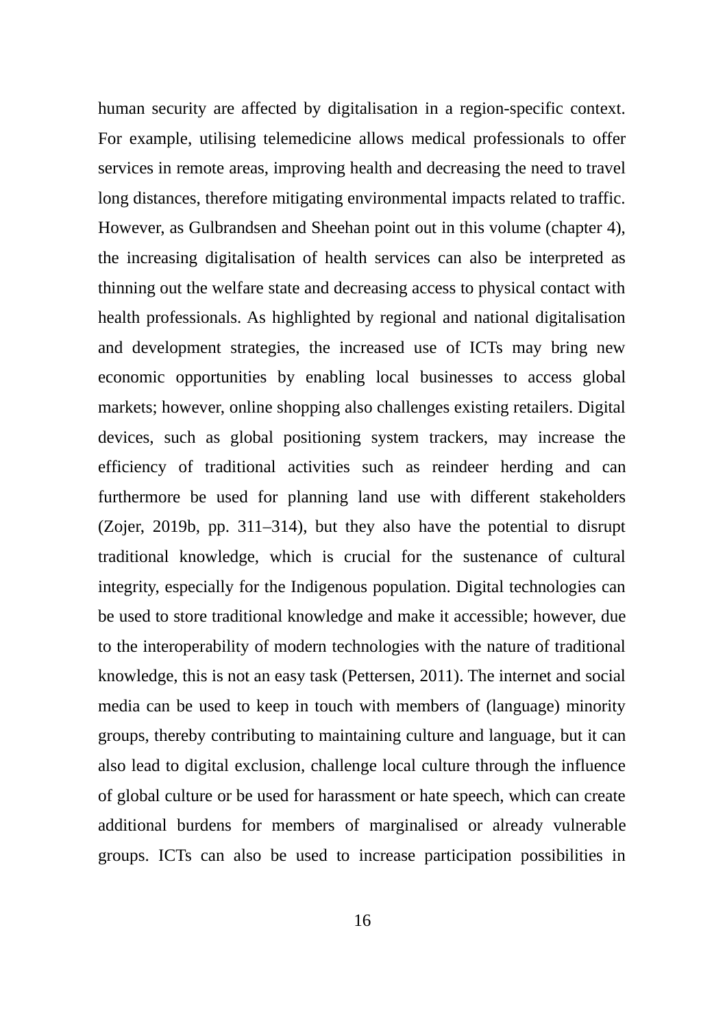human security are affected by digitalisation in a region-specific context. For example, utilising telemedicine allows medical professionals to offer services in remote areas, improving health and decreasing the need to travel long distances, therefore mitigating environmental impacts related to traffic. However, as Gulbrandsen and Sheehan point out in this volume (chapter 4), the increasing digitalisation of health services can also be interpreted as thinning out the welfare state and decreasing access to physical contact with health professionals. As highlighted by regional and national digitalisation and development strategies, the increased use of ICTs may bring new economic opportunities by enabling local businesses to access global markets; however, online shopping also challenges existing retailers. Digital devices, such as global positioning system trackers, may increase the efficiency of traditional activities such as reindeer herding and can furthermore be used for planning land use with different stakeholders (Zojer, 2019b, pp. 311–314), but they also have the potential to disrupt traditional knowledge, which is crucial for the sustenance of cultural integrity, especially for the Indigenous population. Digital technologies can be used to store traditional knowledge and make it accessible; however, due to the interoperability of modern technologies with the nature of traditional knowledge, this is not an easy task (Pettersen, 2011). The internet and social media can be used to keep in touch with members of (language) minority groups, thereby contributing to maintaining culture and language, but it can also lead to digital exclusion, challenge local culture through the influence of global culture or be used for harassment or hate speech, which can create additional burdens for members of marginalised or already vulnerable groups. ICTs can also be used to increase participation possibilities in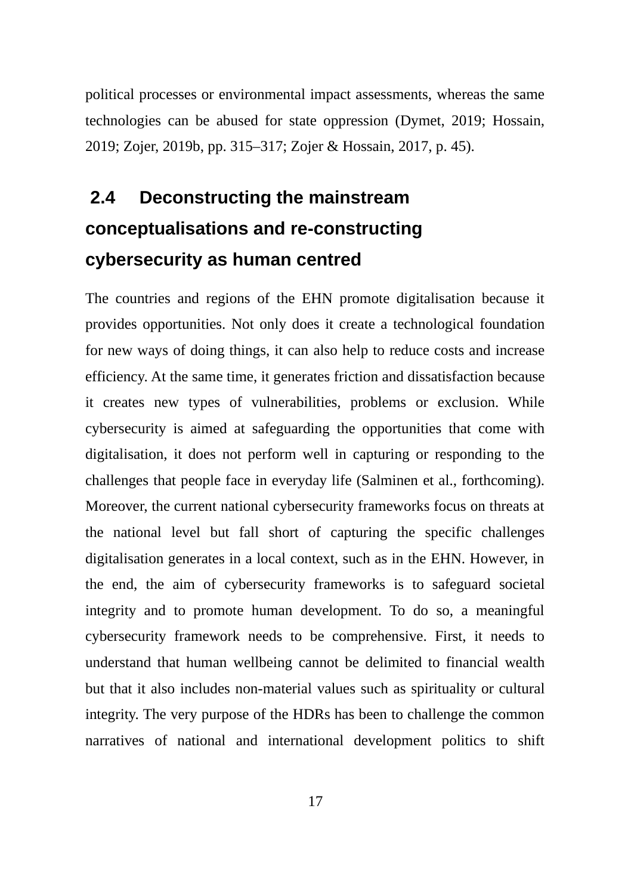political processes or environmental impact assessments, whereas the same technologies can be abused for state oppression (Dymet, 2019; Hossain, 2019; Zojer, 2019b, pp. 315–317; Zojer & Hossain, 2017, p. 45).

## 2.4 Deconstructing the mainstream conceptualisations and re-constructing cybersecurity as human centred

The countries and regions of the EHN promote digitalisation because it provides opportunities. Not only does it create a technological foundation for new ways of doing things, it can also help to reduce costs and increase efficiency. At the same time, it generates friction and dissatisfaction because it creates new types of vulnerabilities, problems or exclusion. While cybersecurity is aimed at safeguarding the opportunities that come with digitalisation, it does not perform well in capturing or responding to the challenges that people face in everyday life (Salminen et al., forthcoming). Moreover, the current national cybersecurity frameworks focus on threats at the national level but fall short of capturing the specific challenges digitalisation generates in a local context, such as in the EHN. However, in the end, the aim of cybersecurity frameworks is to safeguard societal integrity and to promote human development. To do so, a meaningful cybersecurity framework needs to be comprehensive. First, it needs to understand that human wellbeing cannot be delimited to financial wealth but that it also includes non-material values such as spirituality or cultural integrity. The very purpose of the HDRs has been to challenge the common narratives of national and international development politics to shift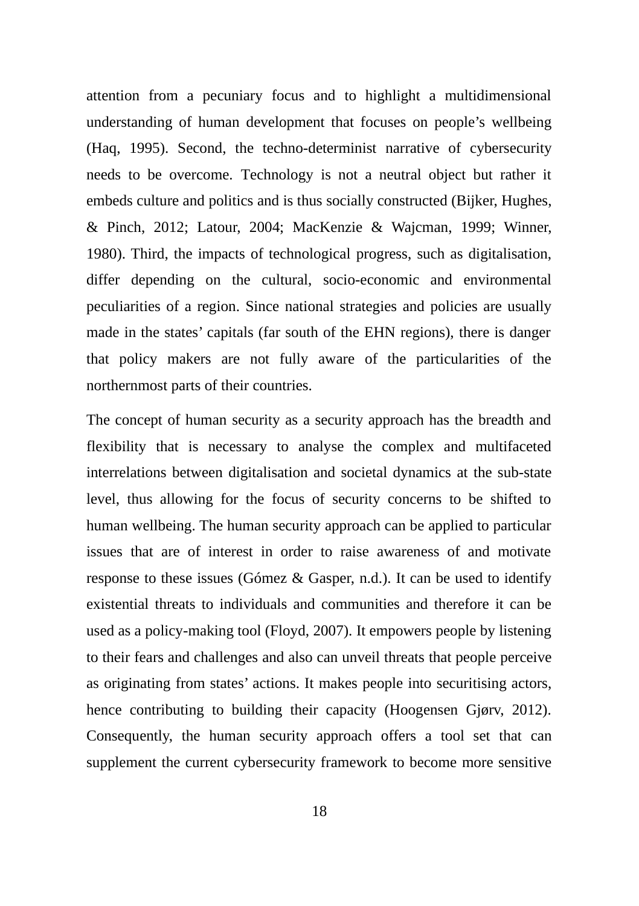attention from a pecuniary focus and to highlight a multidimensional understanding of human development that focuses on people's wellbeing (Haq, 1995). Second, the techno-determinist narrative of cybersecurity needs to be overcome. Technology is not a neutral object but rather it embeds culture and politics and is thus socially constructed (Bijker, Hughes, & Pinch, 2012; Latour, 2004; MacKenzie & Wajcman, 1999; Winner, 1980). Third, the impacts of technological progress, such as digitalisation, differ depending on the cultural, socio-economic and environmental peculiarities of a region. Since national strategies and policies are usually made in the states' capitals (far south of the EHN regions), there is danger that policy makers are not fully aware of the particularities of the northernmost parts of their countries.

The concept of human security as a security approach has the breadth and flexibility that is necessary to analyse the complex and multifaceted interrelations between digitalisation and societal dynamics at the sub-state level, thus allowing for the focus of security concerns to be shifted to human wellbeing. The human security approach can be applied to particular issues that are of interest in order to raise awareness of and motivate response to these issues (Gómez & Gasper, n.d.). It can be used to identify existential threats to individuals and communities and therefore it can be used as a policy-making tool (Floyd, 2007). It empowers people by listening to their fears and challenges and also can unveil threats that people perceive as originating from states' actions. It makes people into securitising actors, hence contributing to building their capacity (Hoogensen Gjørv, 2012). Consequently, the human security approach offers a tool set that can supplement the current cybersecurity framework to become more sensitive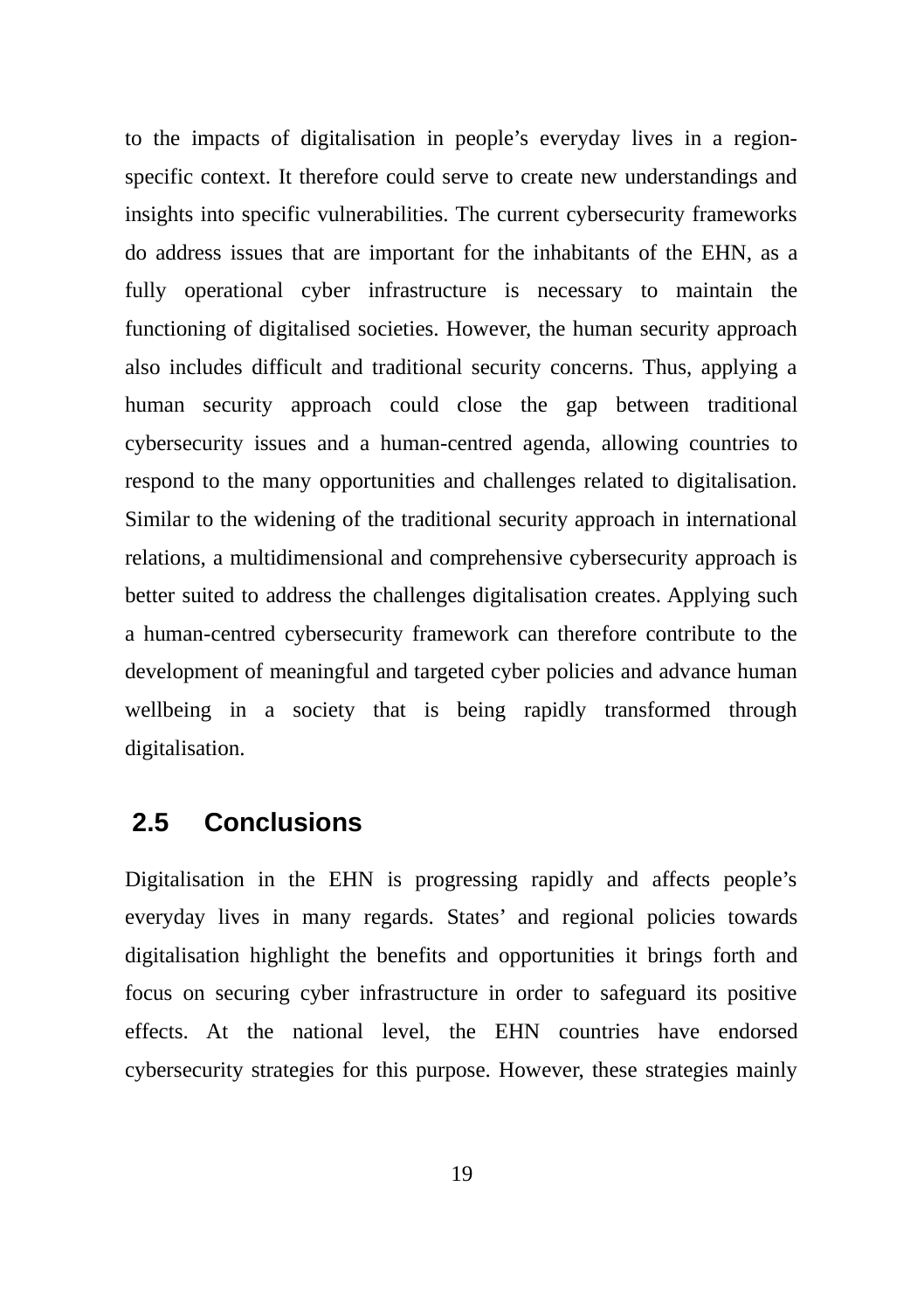to the impacts of digitalisation in people's everyday lives in a region-specific context. It therefore could serve to create new understandings and insights into specific vulnerabilities. The current cybersecurity frameworks do address issues that are important for the inhabitants of the EHN, as a fully operational cyber infrastructure is necessary to maintain the functioning of digitalised societies. However, the human security approach also includes difficult and traditional security concerns. Thus, applying a human security approach could close the gap between traditional cybersecurity issues and a human-centred agenda, allowing countries to respond to the many opportunities and challenges related to digitalisation. Similar to the widening of the traditional security approach in international relations, a multidimensional and comprehensive cybersecurity approach is better suited to address the challenges digitalisation creates. Applying such a human-centred cybersecurity framework can therefore contribute to the development of meaningful and targeted cyber policies and advance human wellbeing in a society that is being rapidly transformed through digitalisation.

## 2.5 Conclusions

Digitalisation in the EHN is progressing rapidly and affects people's everyday lives in many regards. States' and regional policies towards digitalisation highlight the benefits and opportunities it brings forth and focus on securing cyber infrastructure in order to safeguard its positive effects. At the national level, the EHN countries have endorsed cybersecurity strategies for this purpose. However, these strategies mainly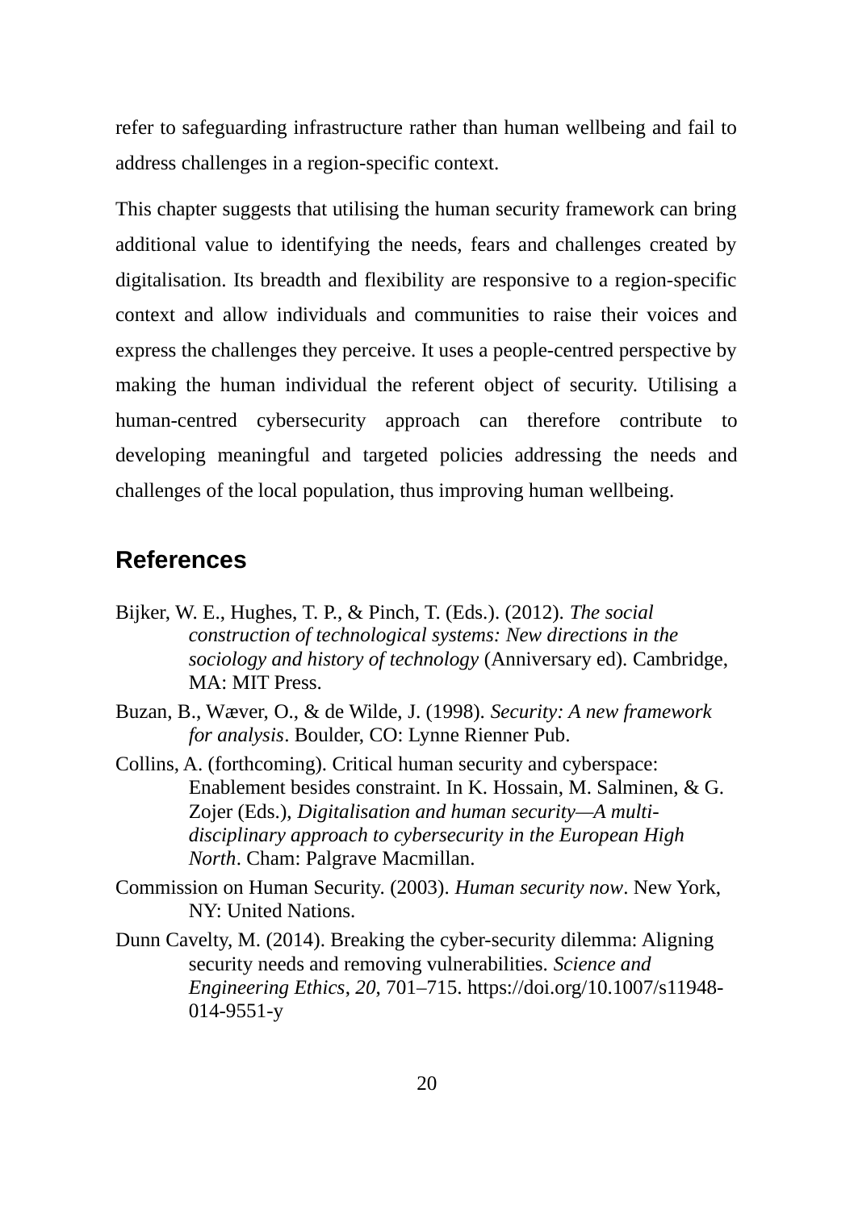refer to safeguarding infrastructure rather than human wellbeing and fail to address challenges in a region-specific context.

This chapter suggests that utilising the human security framework can bring additional value to identifying the needs, fears and challenges created by digitalisation. Its breadth and flexibility are responsive to a region-specific context and allow individuals and communities to raise their voices and express the challenges they perceive. It uses a people-centred perspective by making the human individual the referent object of security. Utilising a human-centred cybersecurity approach can therefore contribute to developing meaningful and targeted policies addressing the needs and challenges of the local population, thus improving human wellbeing.

## References

Bijker, W. E., Hughes, T. P., & Pinch, T. (Eds.). (2012). *The social construction of technological systems: New directions in the sociology and history of technology* (Anniversary ed). Cambridge, MA: MIT Press.

Buzan, B., Wæver, O., & de Wilde, J. (1998). *Security: A new framework for analysis*. Boulder, CO: Lynne Rienner Pub.

Collins, A. (forthcoming). Critical human security and cyberspace: Enablement besides constraint. In K. Hossain, M. Salminen, & G. Zojer (Eds.), *Digitalisation and human security—A multi-disciplinary approach to cybersecurity in the European High North*. Cham: Palgrave Macmillan.

Commission on Human Security. (2003). *Human security now*. New York, NY: United Nations.

Dunn Cavelty, M. (2014). Breaking the cyber-security dilemma: Aligning security needs and removing vulnerabilities. *Science and Engineering Ethics*, *20*, 701–715. https://doi.org/10.1007/s11948-014-9551-y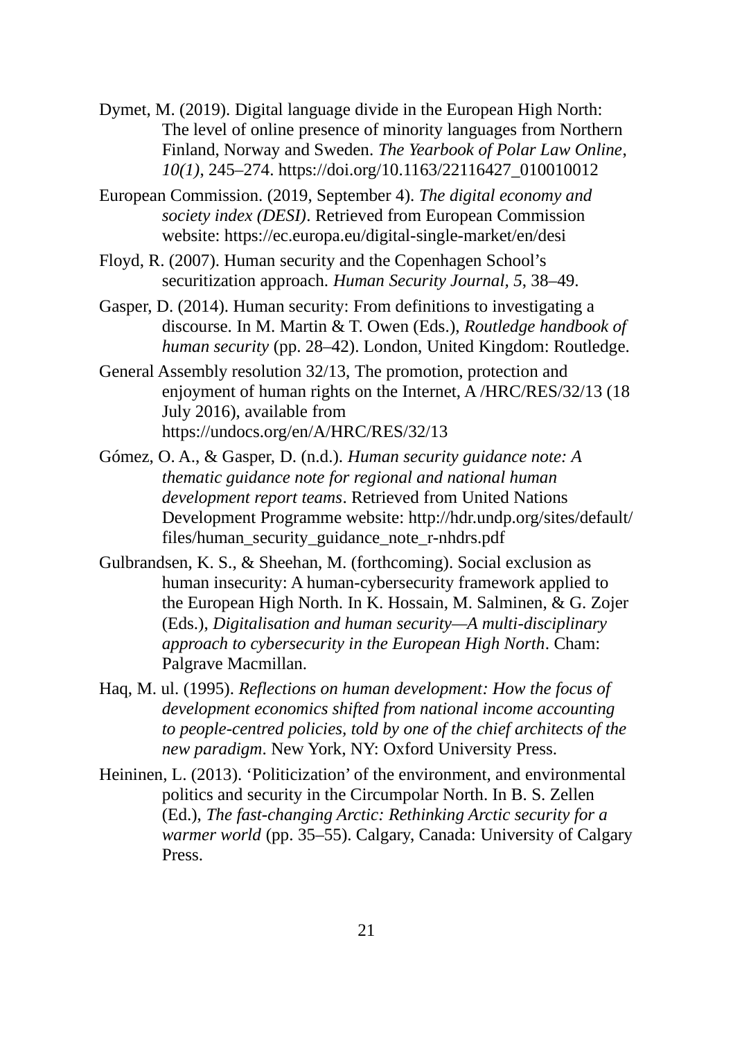Dymet, M. (2019). Digital language divide in the European High North: The level of online presence of minority languages from Northern Finland, Norway and Sweden. *The Yearbook of Polar Law Online, 10(1)*, 245–274. https://doi.org/10.1163/22116427_010010012

European Commission. (2019, September 4). *The digital economy and society index (DESI)*. Retrieved from European Commission website: https://ec.europa.eu/digital-single-market/en/desi

Floyd, R. (2007). Human security and the Copenhagen School's securitization approach. *Human Security Journal, 5*, 38–49.

Gasper, D. (2014). Human security: From definitions to investigating a discourse. In M. Martin & T. Owen (Eds.), *Routledge handbook of human security* (pp. 28–42). London, United Kingdom: Routledge.

General Assembly resolution 32/13, The promotion, protection and enjoyment of human rights on the Internet, A /HRC/RES/32/13 (18 July 2016), available from https://undocs.org/en/A/HRC/RES/32/13

Gómez, O. A., & Gasper, D. (n.d.). *Human security guidance note: A thematic guidance note for regional and national human development report teams*. Retrieved from United Nations Development Programme website: http://hdr.undp.org/sites/default/files/human_security_guidance_note_r-nhdrs.pdf

Gulbrandsen, K. S., & Sheehan, M. (forthcoming). Social exclusion as human insecurity: A human-cybersecurity framework applied to the European High North. In K. Hossain, M. Salminen, & G. Zojer (Eds.), *Digitalisation and human security—A multi-disciplinary approach to cybersecurity in the European High North*. Cham: Palgrave Macmillan.

Haq, M. ul. (1995). *Reflections on human development: How the focus of development economics shifted from national income accounting to people-centred policies, told by one of the chief architects of the new paradigm*. New York, NY: Oxford University Press.

Heininen, L. (2013). 'Politicization' of the environment, and environmental politics and security in the Circumpolar North. In B. S. Zellen (Ed.), *The fast-changing Arctic: Rethinking Arctic security for a warmer world* (pp. 35–55). Calgary, Canada: University of Calgary Press.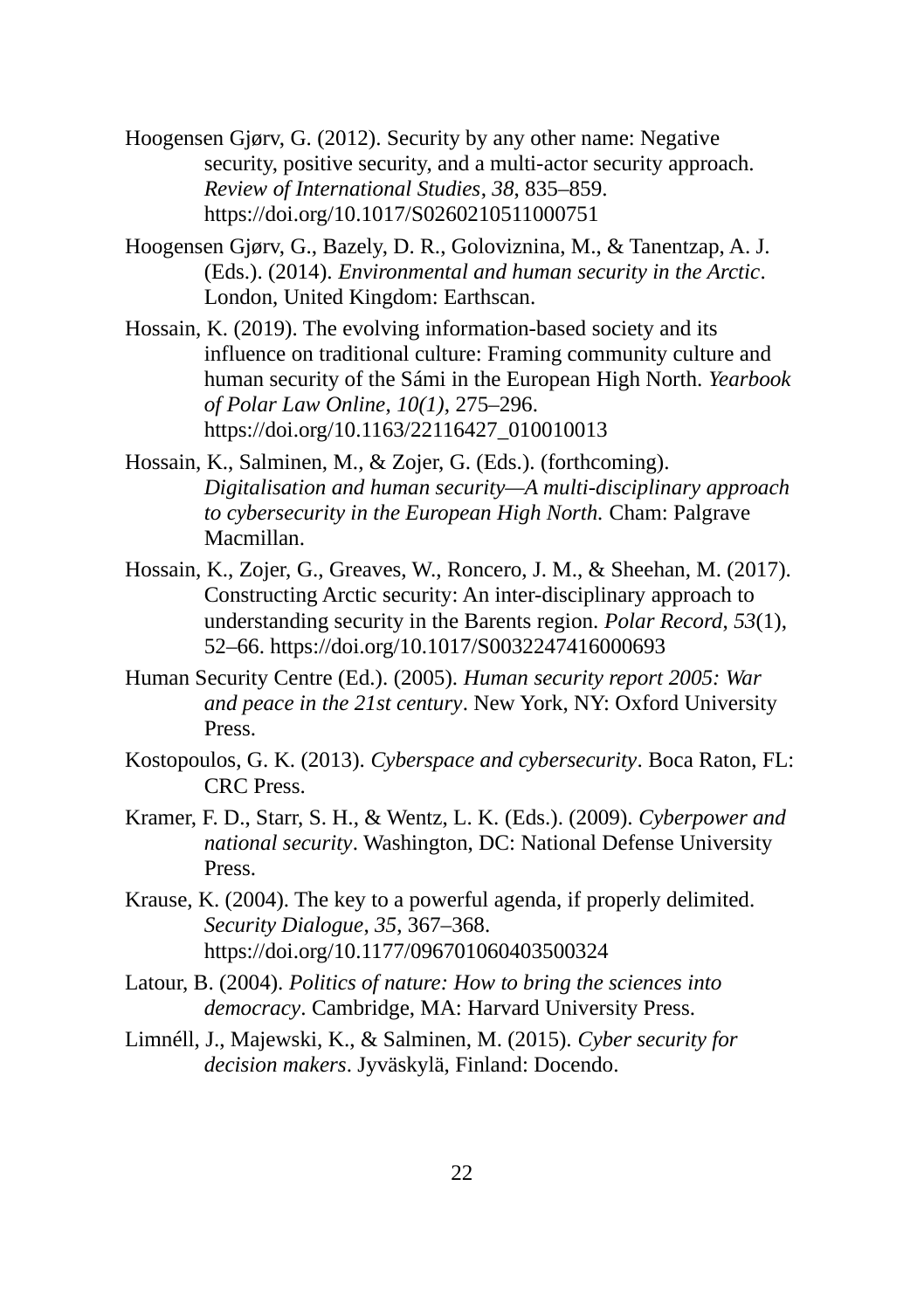Hoogensen Gjørv, G. (2012). Security by any other name: Negative security, positive security, and a multi-actor security approach. *Review of International Studies*, *38*, 835–859. https://doi.org/10.1017/S0260210511000751

Hoogensen Gjørv, G., Bazely, D. R., Goloviznina, M., & Tanentzap, A. J. (Eds.). (2014). *Environmental and human security in the Arctic*. London, United Kingdom: Earthscan.

Hossain, K. (2019). The evolving information-based society and its influence on traditional culture: Framing community culture and human security of the Sámi in the European High North. *Yearbook of Polar Law Online*, *10(1)*, 275–296. https://doi.org/10.1163/22116427_010010013

Hossain, K., Salminen, M., & Zojer, G. (Eds.). (forthcoming). *Digitalisation and human security—A multi-disciplinary approach to cybersecurity in the European High North.* Cham: Palgrave Macmillan.

Hossain, K., Zojer, G., Greaves, W., Roncero, J. M., & Sheehan, M. (2017). Constructing Arctic security: An inter-disciplinary approach to understanding security in the Barents region. *Polar Record*, *53*(1), 52–66. https://doi.org/10.1017/S0032247416000693

Human Security Centre (Ed.). (2005). *Human security report 2005: War and peace in the 21st century*. New York, NY: Oxford University Press.

Kostopoulos, G. K. (2013). *Cyberspace and cybersecurity*. Boca Raton, FL: CRC Press.

Kramer, F. D., Starr, S. H., & Wentz, L. K. (Eds.). (2009). *Cyberpower and national security*. Washington, DC: National Defense University Press.

Krause, K. (2004). The key to a powerful agenda, if properly delimited. *Security Dialogue*, *35*, 367–368. https://doi.org/10.1177/096701060403500324

Latour, B. (2004). *Politics of nature: How to bring the sciences into democracy*. Cambridge, MA: Harvard University Press.

Limnéll, J., Majewski, K., & Salminen, M. (2015). *Cyber security for decision makers*. Jyväskylä, Finland: Docendo.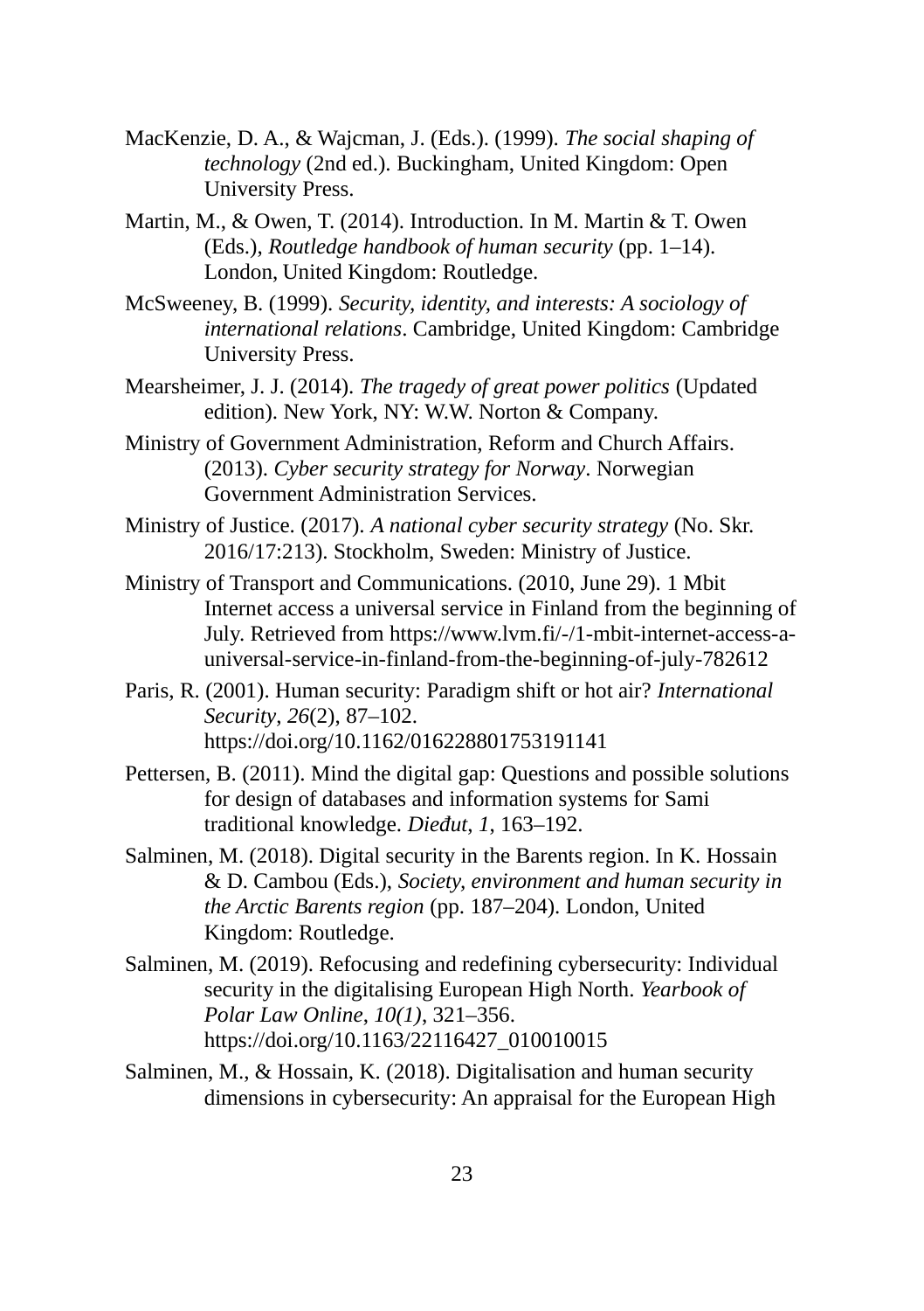MacKenzie, D. A., & Wajcman, J. (Eds.). (1999). *The social shaping of technology* (2nd ed.). Buckingham, United Kingdom: Open University Press.

Martin, M., & Owen, T. (2014). Introduction. In M. Martin & T. Owen (Eds.), *Routledge handbook of human security* (pp. 1–14). London, United Kingdom: Routledge.

McSweeney, B. (1999). *Security, identity, and interests: A sociology of international relations*. Cambridge, United Kingdom: Cambridge University Press.

Mearsheimer, J. J. (2014). *The tragedy of great power politics* (Updated edition). New York, NY: W.W. Norton & Company.

Ministry of Government Administration, Reform and Church Affairs. (2013). *Cyber security strategy for Norway*. Norwegian Government Administration Services.

Ministry of Justice. (2017). *A national cyber security strategy* (No. Skr. 2016/17:213). Stockholm, Sweden: Ministry of Justice.

Ministry of Transport and Communications. (2010, June 29). 1 Mbit Internet access a universal service in Finland from the beginning of July. Retrieved from https://www.lvm.fi/-/1-mbit-internet-access-a-universal-service-in-finland-from-the-beginning-of-july-782612

Paris, R. (2001). Human security: Paradigm shift or hot air? *International Security*, *26*(2), 87–102. https://doi.org/10.1162/016228801753191141

Pettersen, B. (2011). Mind the digital gap: Questions and possible solutions for design of databases and information systems for Sami traditional knowledge. *Dieđut*, *1*, 163–192.

Salminen, M. (2018). Digital security in the Barents region. In K. Hossain & D. Cambou (Eds.), *Society, environment and human security in the Arctic Barents region* (pp. 187–204). London, United Kingdom: Routledge.

Salminen, M. (2019). Refocusing and redefining cybersecurity: Individual security in the digitalising European High North. *Yearbook of Polar Law Online*, *10(1)*, 321–356. https://doi.org/10.1163/22116427_010010015

Salminen, M., & Hossain, K. (2018). Digitalisation and human security dimensions in cybersecurity: An appraisal for the European High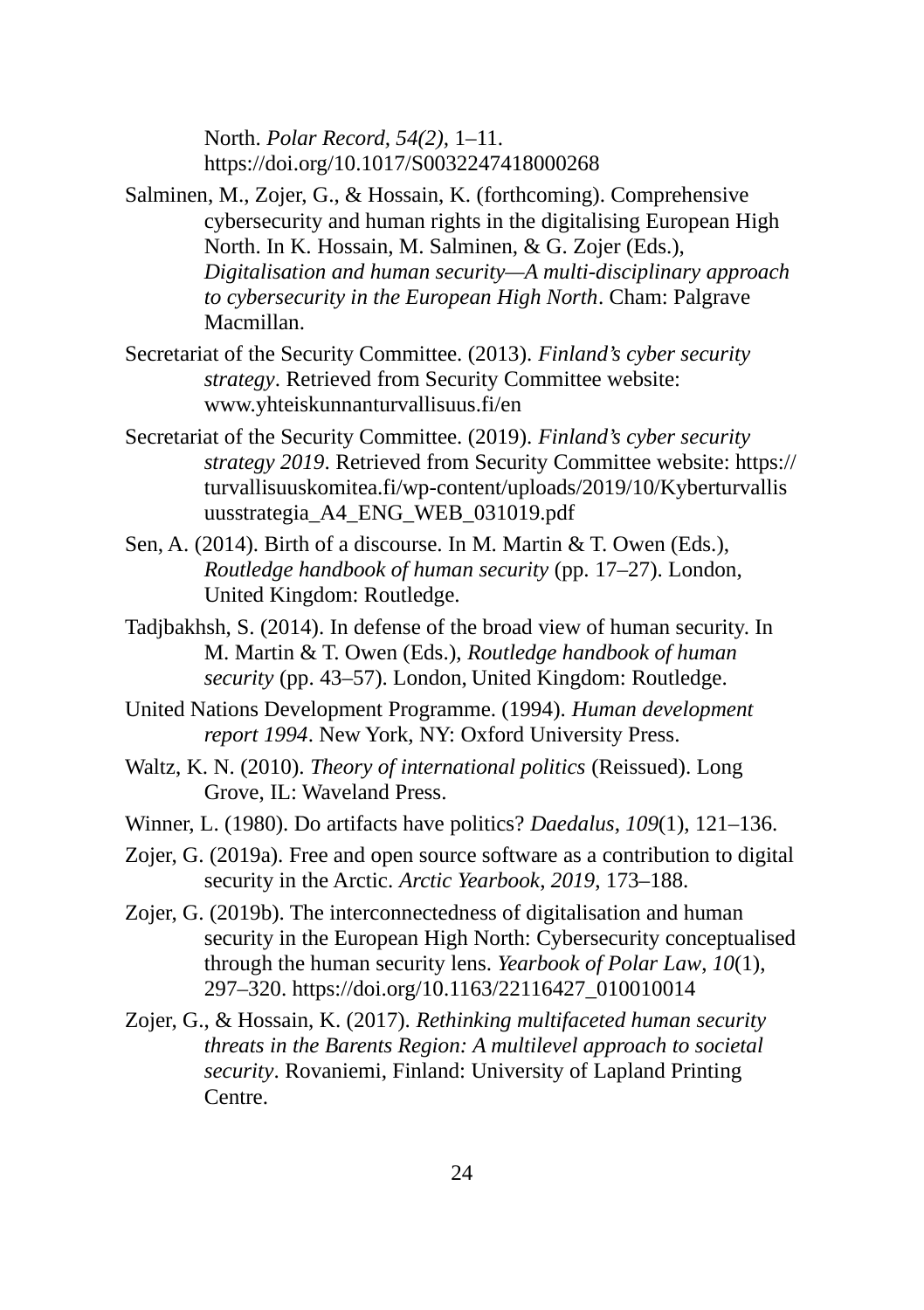North. *Polar Record, 54(2),* 1–11. https://doi.org/10.1017/S0032247418000268

Salminen, M., Zojer, G., & Hossain, K. (forthcoming). Comprehensive cybersecurity and human rights in the digitalising European High North. In K. Hossain, M. Salminen, & G. Zojer (Eds.), *Digitalisation and human security—A multi-disciplinary approach to cybersecurity in the European High North*. Cham: Palgrave Macmillan.

Secretariat of the Security Committee. (2013). *Finland's cyber security strategy*. Retrieved from Security Committee website: www.yhteiskunnanturvallisuus.fi/en

Secretariat of the Security Committee. (2019). *Finland's cyber security strategy 2019*. Retrieved from Security Committee website: https://turvallisuuskomitea.fi/wp-content/uploads/2019/10/Kyberturvallisuusstrategia_A4_ENG_WEB_031019.pdf

Sen, A. (2014). Birth of a discourse. In M. Martin & T. Owen (Eds.), *Routledge handbook of human security* (pp. 17–27). London, United Kingdom: Routledge.

Tadjbakhsh, S. (2014). In defense of the broad view of human security. In M. Martin & T. Owen (Eds.), *Routledge handbook of human security* (pp. 43–57). London, United Kingdom: Routledge.

United Nations Development Programme. (1994). *Human development report 1994*. New York, NY: Oxford University Press.

Waltz, K. N. (2010). *Theory of international politics* (Reissued). Long Grove, IL: Waveland Press.

Winner, L. (1980). Do artifacts have politics? *Daedalus*, *109*(1), 121–136.

Zojer, G. (2019a). Free and open source software as a contribution to digital security in the Arctic. *Arctic Yearbook*, *2019*, 173–188.

Zojer, G. (2019b). The interconnectedness of digitalisation and human security in the European High North: Cybersecurity conceptualised through the human security lens. *Yearbook of Polar Law*, *10*(1), 297–320. https://doi.org/10.1163/22116427_010010014

Zojer, G., & Hossain, K. (2017). *Rethinking multifaceted human security threats in the Barents Region: A multilevel approach to societal security*. Rovaniemi, Finland: University of Lapland Printing Centre.